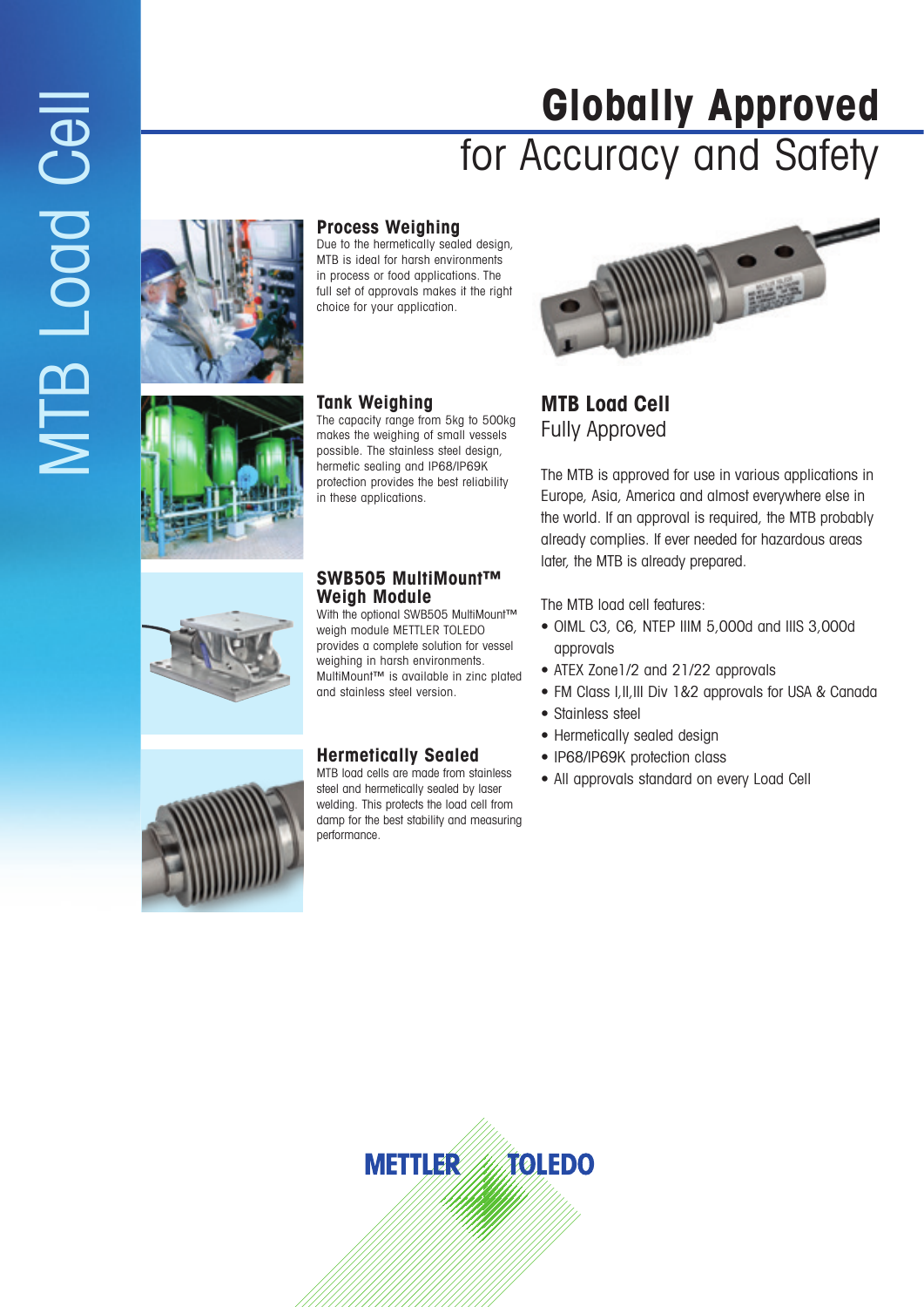# MTB Load Cell

# Globally Approved
## for Accuracy and Safety

### Process Weighing
Due to the hermetically sealed design, MTB is ideal for harsh environments in process or food applications. The full set of approvals makes it the right choice for your application.

### Tank Weighing
The capacity range from 5kg to 500kg makes the weighing of small vessels possible. The stainless steel design, hermetic sealing and IP68/IP69K protection provides the best reliability in these applications.

### SWB505 MultiMount™ Weigh Module
With the optional SWB505 MultiMount™ weigh module METTLER TOLEDO provides a complete solution for vessel weighing in harsh environments. MultiMount™ is available in zinc plated and stainless steel version.

### Hermetically Sealed
MTB load cells are made from stainless steel and hermetically sealed by laser welding. This protects the load cell from damp for the best stability and measuring performance.

## MTB Load Cell
Fully Approved

The MTB is approved for use in various applications in Europe, Asia, America and almost everywhere else in the world. If an approval is required, the MTB probably already complies. If ever needed for hazardous areas later, the MTB is already prepared.

The MTB load cell features:

- OIML C3, C6, NTEP IIIM 5,000d and IIIS 3,000d approvals
- ATEX Zone1/2 and 21/22 approvals
- FM Class I,II,III Div 1&2 approvals for USA & Canada
- Stainless steel
- Hermetically sealed design
- IP68/IP69K protection class
- All approvals standard on every Load Cell

METTLER TOLEDO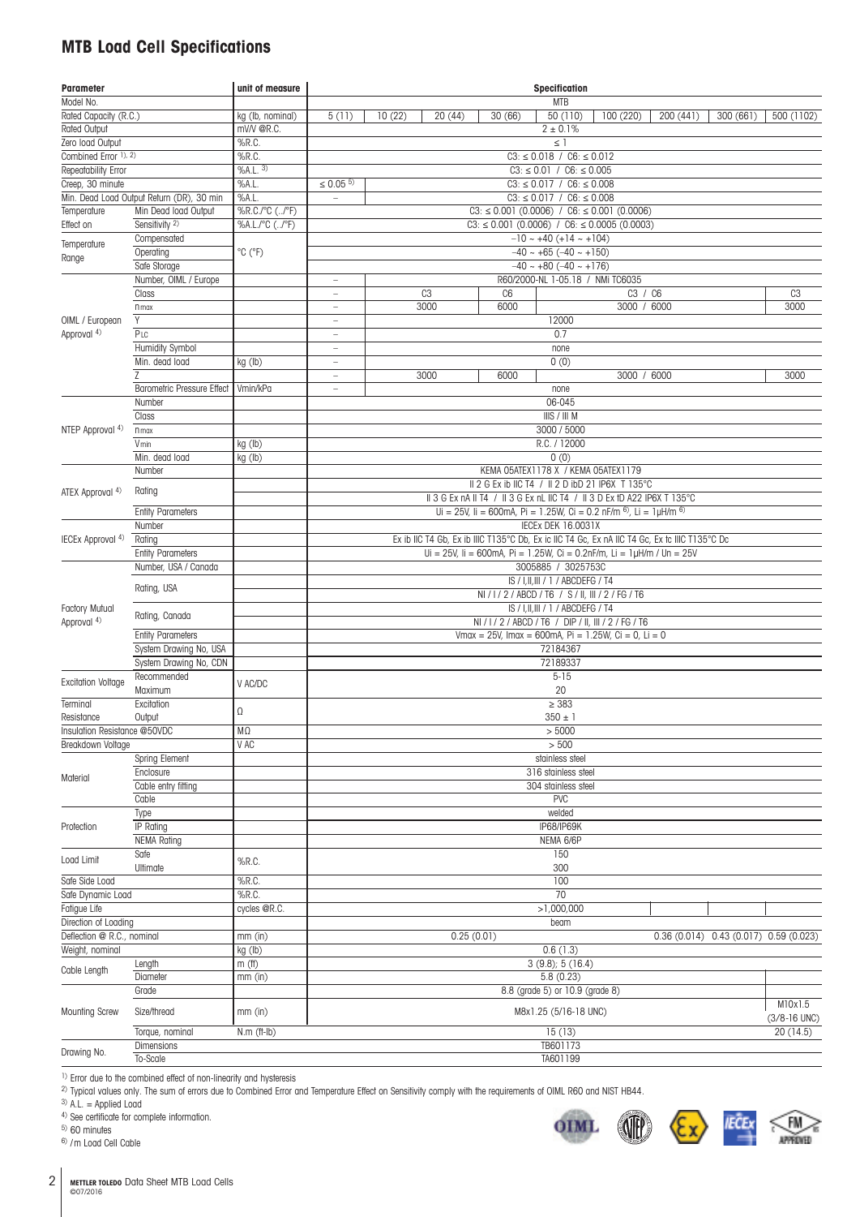## MTB Load Cell Specifications

| Parameter | | unit of measure | Specification | | | | | | | | |
|---|---|---|---|---|---|---|---|---|---|---|---|
| Model No. | | | MTB | | | | | | | | |
| Rated Capacity (R.C.) | | kg (lb, nominal) | 5 (11) | 10 (22) | 20 (44) | 30 (66) | 50 (110) | 100 (220) | 200 (441) | 300 (661) | 500 (1102) |
| Rated Output | | mV/V @R.C. | 2 ± 0.1% | | | | | | | | |
| Zero load Output | | %R.C. | ≤ 1 | | | | | | | | |
| Combined Error [1), 2)] | | %R.C. | C3: ≤ 0.018 / C6: ≤ 0.012 | | | | | | | | |
| Repeatability Error | | %A.L. [3)] | C3: ≤ 0.01 / C6: ≤ 0.005 | | | | | | | | |
| Creep, 30 minute | | %A.L. | ≤ 0.05 [5)] | C3: ≤ 0.017 / C6: ≤ 0.008 | | | | | | | |
| Min. Dead Load Output Return (DR), 30 min | | %A.L. | – | C3: ≤ 0.017 / C6: ≤ 0.008 | | | | | | | |
| Temperature Effect on | Min Dead load Output | %R.C./°C (../°F) | C3: ≤ 0.001 (0.0006) / C6: ≤ 0.001 (0.0006) | | | | | | | | |
| | Sensitivity [2)] | %A.L./°C (../°F) | C3: ≤ 0.001 (0.0006) / C6: ≤ 0.0005 (0.0003) | | | | | | | | |
| Temperature Range | Compensated | °C (°F) | –10 ~ +40 (+14 ~ +104) | | | | | | | | |
| | Operating | | –40 ~ +65 (–40 ~ +150) | | | | | | | | |
| | Safe Storage | | –40 ~ +80 (–40 ~ +176) | | | | | | | | |
| OIML / European Approval [4)] | Number, OIML / Europe | | – | R60/2000-NL 1-05.18 / NMi TC6035 | | | | | | | |
| | Class | | – | C3 | | C6 | C3 / C6 | | | | C3 |
| | $n_{max}$ | | – | 3000 | | 6000 | 3000 / 6000 | | | | 3000 |
| | Y | | – | 12000 | | | | | | | |
| | $P_{LC}$ | | – | 0.7 | | | | | | | |
| | Humidity Symbol | | – | none | | | | | | | |
| | Min. dead load | kg (lb) | – | 0 (0) | | | | | | | |
| | Z | | – | 3000 | | 6000 | 3000 / 6000 | | | | 3000 |
| | Barometric Pressure Effect | Vmin/kPa | – | none | | | | | | | |
| NTEP Approval [4)] | Number | | 06-045 | | | | | | | | |
| | Class | | IIIS / III M | | | | | | | | |
| | $n_{max}$ | | 3000 / 5000 | | | | | | | | |
| | $V_{min}$ | kg (lb) | R.C. / 12000 | | | | | | | | |
| | Min. dead load | kg (lb) | 0 (0) | | | | | | | | |
| ATEX Approval [4)] | Number | | KEMA 05ATEX1178 X / KEMA 05ATEX1179 | | | | | | | | |
| | Rating | | II 2 G Ex ib IIC T4 / II 2 D ibD 21 IP6X T 135°C | | | | | | | | |
| | | | II 3 G Ex nA II T4 / II 3 G Ex nL IIC T4 / II 3 D Ex tD A22 IP6X T 135°C | | | | | | | | |
| | Entity Parameters | | Ui = 25V, Ii = 600mA, Pi = 1.25W, Ci = 0.2 nF/m [6)], Li = 1µH/m [6)] | | | | | | | | |
| IECEx Approval [4)] | Number | | IECEx DEK 16.0031X | | | | | | | | |
| | Rating | | Ex ib IIC T4 Gb, Ex ib IIIC T135°C Db, Ex ic IIC T4 Gc, Ex nA IIC T4 Gc, Ex tc IIIC T135°C Dc | | | | | | | | |
| | Entity Parameters | | Ui = 25V, Ii = 600mA, Pi = 1.25W, Ci = 0.2nF/m, Li = 1µH/m / Un = 25V | | | | | | | | |
| Factory Mutual Approval [4)] | Number, USA / Canada | | 3005885 / 3025753C | | | | | | | | |
| | Rating, USA | | IS / I,II,III / 1 / ABCDEFG / T4 | | | | | | | | |
| | | | NI / I / 2 / ABCD / T6 / S / II, III / 2 / FG / T6 | | | | | | | | |
| | Rating, Canada | | IS / I,II,III / 1 / ABCDEFG / T4 | | | | | | | | |
| | | | NI / I / 2 / ABCD / T6 / DIP / II, III / 2 / FG / T6 | | | | | | | | |
| | Entity Parameters | | Vmax = 25V, Imax = 600mA, Pi = 1.25W, Ci = 0, Li = 0 | | | | | | | | |
| | System Drawing No, USA | | 72184367 | | | | | | | | |
| | System Drawing No, CDN | | 72189337 | | | | | | | | |
| Excitation Voltage | Recommended | V AC/DC | 5-15 | | | | | | | | |
| | Maximum | | 20 | | | | | | | | |
| Terminal Resistance | Excitation | Ω | ≥ 383 | | | | | | | | |
| | Output | | 350 ± 1 | | | | | | | | |
| Insulation Resistance @50VDC | | MΩ | > 5000 | | | | | | | | |
| Breakdown Voltage | | V AC | > 500 | | | | | | | | |
| Material | Spring Element | | stainless steel | | | | | | | | |
| | Enclosure | | 316 stainless steel | | | | | | | | |
| | Cable entry fitting | | 304 stainless steel | | | | | | | | |
| | Cable | | PVC | | | | | | | | |
| Protection | Type | | welded | | | | | | | | |
| | IP Rating | | IP68/IP69K | | | | | | | | |
| | NEMA Rating | | NEMA 6/6P | | | | | | | | |
| Load Limit | Safe | %R.C. | 150 | | | | | | | | |
| | Ultimate | | 300 | | | | | | | | |
| Safe Side Load | | %R.C. | 100 | | | | | | | | |
| Safe Dynamic Load | | %R.C. | 70 | | | | | | | | |
| Fatigue Life | | cycles @R.C. | >1,000,000 | | | | | | | | |
| Direction of Loading | | | beam | | | | | | | | |
| Deflection @ R.C., nominal | | mm (in) | 0.25 (0.01) | | | | | | 0.36 (0.014) | 0.43 (0.017) | 0.59 (0.023) |
| Weight, nominal | | kg (lb) | 0.6 (1.3) | | | | | | | | |
| Cable Length | Length | m (ft) | 3 (9.8); 5 (16.4) | | | | | | | | |
| | Diameter | mm (in) | 5.8 (0.23) | | | | | | | | |
| Mounting Screw | Grade | | 8.8 (grade 5) or 10.9 (grade 8) | | | | | | | | |
| | Size/thread | mm (in) | M8x1.25 (5/16-18 UNC) | | | | | | | | M10x1.5 (3/8-16 UNC) |
| | Torque, nominal | N.m (ft-lb) | 15 (13) | | | | | | | | 20 (14.5) |
| Drawing No. | Dimensions | | TB601173 | | | | | | | | |
| | To-Scale | | TA601199 | | | | | | | | |

[1)] Error due to the combined effect of non-linearity and hysteresis

[2)] Typical values only. The sum of errors due to Combined Error and Temperature Effect on Sensitivity comply with the requirements of OIML R60 and NIST HB44.

[3)] A.L. = Applied Load

[4)] See certificate for complete information.

[5)] 60 minutes

[6)] /m Load Cell Cable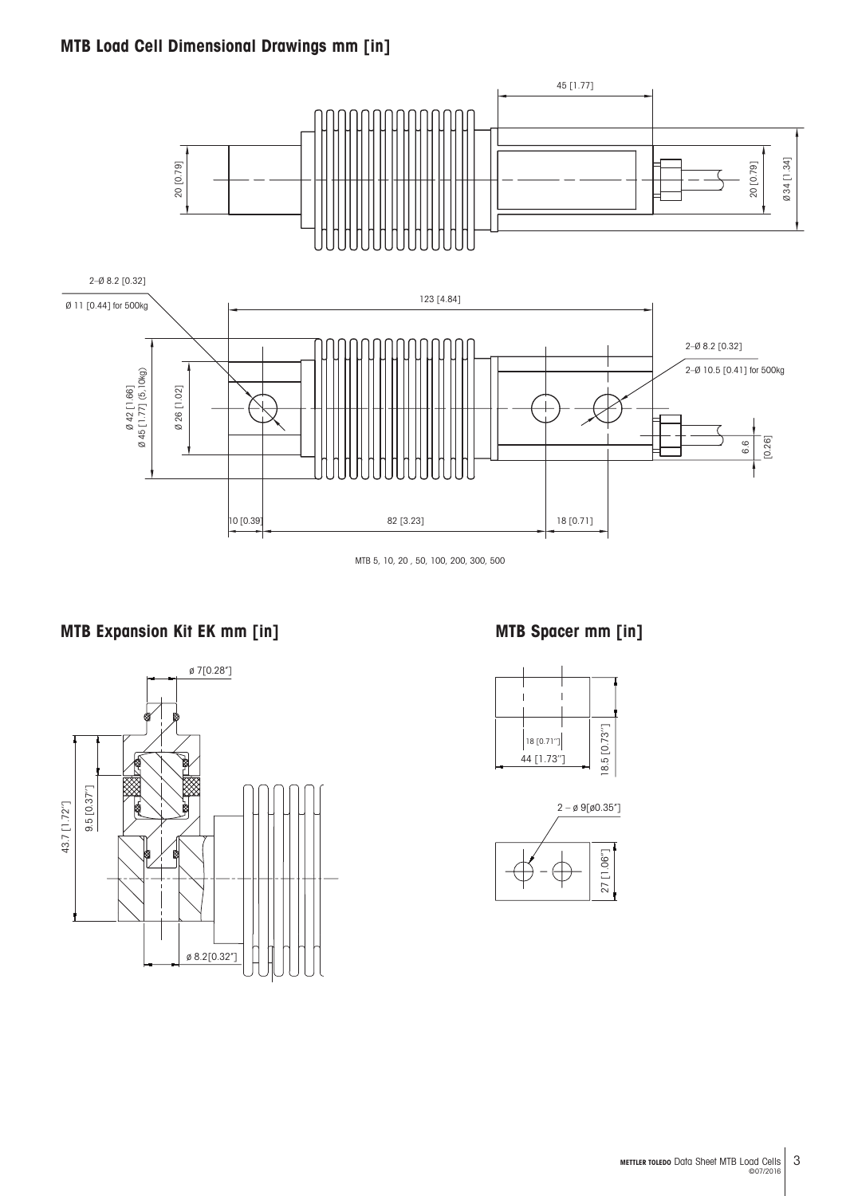## MTB Load Cell Dimensional Drawings mm [in]

45 [1.77]

20 [0.79]

20 [0.79]

Ø 34 [1.34]

2–Ø 8.2 [0.32]

Ø 11 [0.44] for 500kg

123 [4.84]

2–Ø 8.2 [0.32]

2–Ø 10.5 [0.41] for 500kg

Ø 42 [1.66]

Ø 45 [1.77] (5.10kg)

Ø 26 [1.02]

6.6 [0.26]

10 [0.39]

82 [3.23]

18 [0.71]

MTB 5, 10, 20 , 50, 100, 200, 300, 500

## MTB Expansion Kit EK mm [in]

ø 7[0.28"]

43.7 [1.72"]

9.5 [0.37"]

ø 8.2[0.32"]

## MTB Spacer mm [in]

18 [0.71"]

44 [1.73"]

18.5 [0.73"]

2 – ø 9[ø0.35"]

27 [1.06"]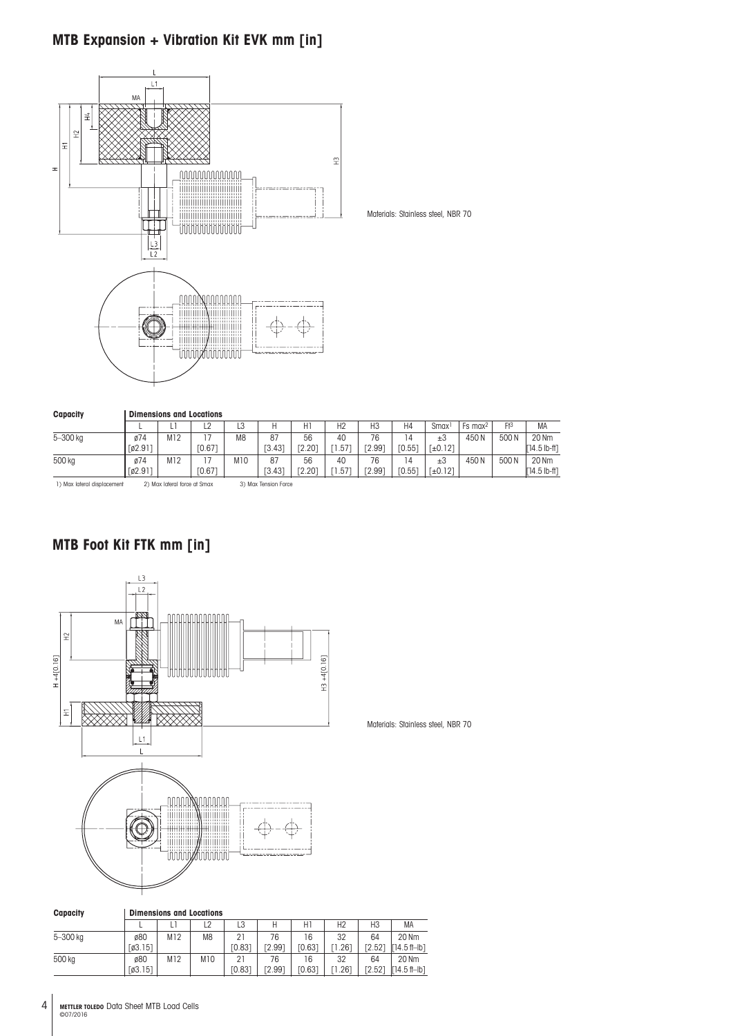## MTB Expansion + Vibration Kit EVK mm [in]

Materials: Stainless steel, NBR 70

| Capacity | Dimensions and Locations | | | | | | | | | | | | |
|---|---|---|---|---|---|---|---|---|---|---|---|---|---|
| | L | L1 | L2 | L3 | H | H1 | H2 | H3 | H4 | Smax[1] | Fs max[2] | Ft[3] | MA |
| 5–300 kg | ø74 [ø2.91] | M12 | 17 [0.67] | M8 | 87 [3.43] | 56 [2.20] | 40 [1.57] | 76 [2.99] | 14 [0.55] | ±3 [±0.12] | 450 N | 500 N | 20 Nm [14.5 lb-ft] |
| 500 kg | ø74 [ø2.91] | M12 | 17 [0.67] | M10 | 87 [3.43] | 56 [2.20] | 40 [1.57] | 76 [2.99] | 14 [0.55] | ±3 [±0.12] | 450 N | 500 N | 20 Nm [14.5 lb-ft] |

1) Max lateral displacement 2) Max lateral force at Smax 3) Max Tension Force

## MTB Foot Kit FTK mm [in]

Materials: Stainless steel, NBR 70

| Capacity | Dimensions and Locations | | | | | | | | |
|---|---|---|---|---|---|---|---|---|---|
| | L | L1 | L2 | L3 | H | H1 | H2 | H3 | MA |
| 5–300 kg | ø80 [ø3.15] | M12 | M8 | 21 [0.83] | 76 [2.99] | 16 [0.63] | 32 [1.26] | 64 [2.52] | 20 Nm [14.5 ft–lb] |
| 500 kg | ø80 [ø3.15] | M12 | M10 | 21 [0.83] | 76 [2.99] | 16 [0.63] | 32 [1.26] | 64 [2.52] | 20 Nm [14.5 ft–lb] |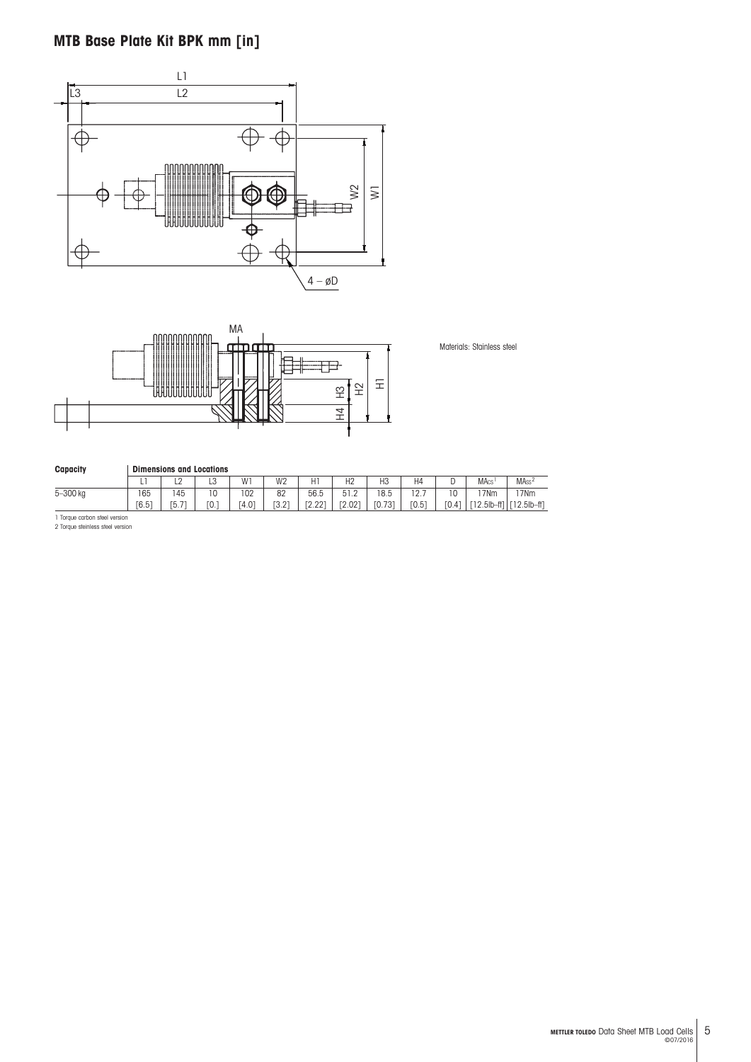## MTB Base Plate Kit BPK mm [in]

Materials: Stainless steel

| Capacity | Dimensions and Locations | | | | | | | | | | | |
|---|---|---|---|---|---|---|---|---|---|---|---|---|
| | L1 | L2 | L3 | W1 | W2 | H1 | H2 | H3 | H4 | D | $MA_{CS}$[1] | $MA_{SS}$[2] |
| 5–300 kg | 165 [6.5] | 145 [5.7] | 10 [0.] | 102 [4.0] | 82 [3.2] | 56.5 [2.22] | 51.2 [2.02] | 18.5 [0.73] | 12.7 [0.5] | 10 [0.4] | 17Nm [12.5lb–ft] | 17Nm [12.5lb–ft] |

1 Torque carbon steel version
2 Torque stainless steel version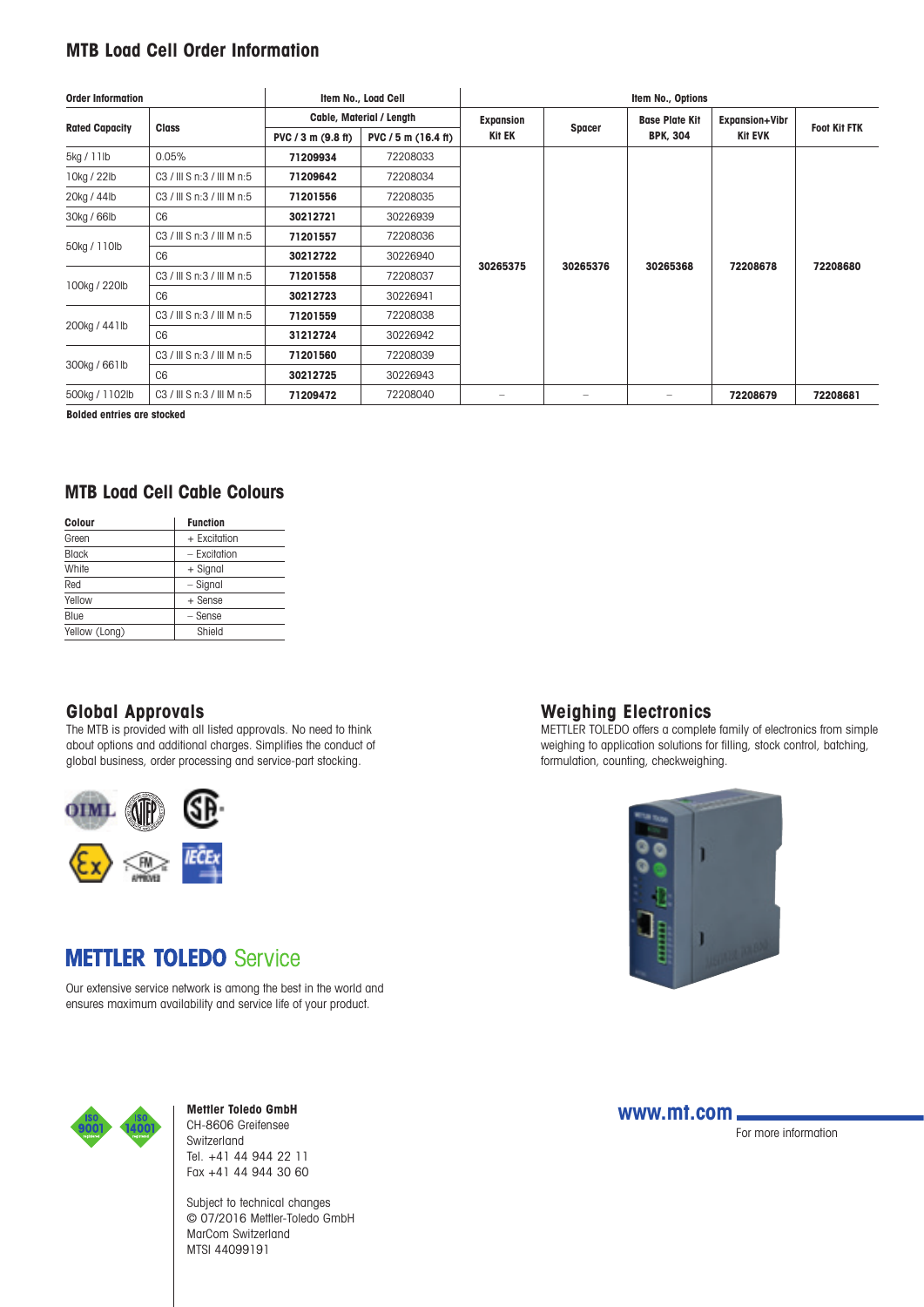## MTB Load Cell Order Information

| Order Information | | Item No., Load Cell | | Item No., Options | | | | |
|---|---|---|---|---|---|---|---|---|
| | | Cable, Material / Length | | Expansion Kit EK | Spacer | Base Plate Kit BPK, 304 | Expansion+Vibr Kit EVK | Foot Kit FTK |
| Rated Capacity | Class | PVC / 3 m (9.8 ft) | PVC / 5 m (16.4 ft) | | | | | |
| 5kg / 11lb | 0.05% | **71209934** | 72208033 | **30265375** | **30265376** | **30265368** | **72208678** | **72208680** |
| 10kg / 22lb | C3 / III S n:3 / III M n:5 | **71209642** | 72208034 | | | | | |
| 20kg / 44lb | C3 / III S n:3 / III M n:5 | **71201556** | 72208035 | | | | | |
| 30kg / 66lb | C6 | **30212721** | 30226939 | | | | | |
| 50kg / 110lb | C3 / III S n:3 / III M n:5 | **71201557** | 72208036 | | | | | |
| | C6 | **30212722** | 30226940 | | | | | |
| 100kg / 220lb | C3 / III S n:3 / III M n:5 | **71201558** | 72208037 | | | | | |
| | C6 | **30212723** | 30226941 | | | | | |
| 200kg / 441lb | C3 / III S n:3 / III M n:5 | **71201559** | 72208038 | | | | | |
| | C6 | **31212724** | 30226942 | | | | | |
| 300kg / 661lb | C3 / III S n:3 / III M n:5 | **71201560** | 72208039 | | | | | |
| | C6 | **30212725** | 30226943 | | | | | |
| 500kg / 1102lb | C3 / III S n:3 / III M n:5 | **71209472** | 72208040 | – | – | – | **72208679** | **72208681** |

**Bolded entries are stocked**

## MTB Load Cell Cable Colours

| Colour | Function |
|---|---|
| Green | + Excitation |
| Black | – Excitation |
| White | + Signal |
| Red | – Signal |
| Yellow | + Sense |
| Blue | – Sense |
| Yellow (Long) | Shield |

## Global Approvals

The MTB is provided with all listed approvals. No need to think about options and additional charges. Simplifies the conduct of global business, order processing and service-part stocking.

## Weighing Electronics

METTLER TOLEDO offers a complete family of electronics from simple weighing to application solutions for filling, stock control, batching, formulation, counting, checkweighing.

## METTLER TOLEDO Service

Our extensive service network is among the best in the world and ensures maximum availability and service life of your product.

**Mettler Toledo GmbH**
CH-8606 Greifensee
Switzerland
Tel. +41 44 944 22 11
Fax +41 44 944 30 60

Subject to technical changes
© 07/2016 Mettler-Toledo GmbH
MarCom Switzerland
MTSI 44099191

**www.mt.com**
For more information